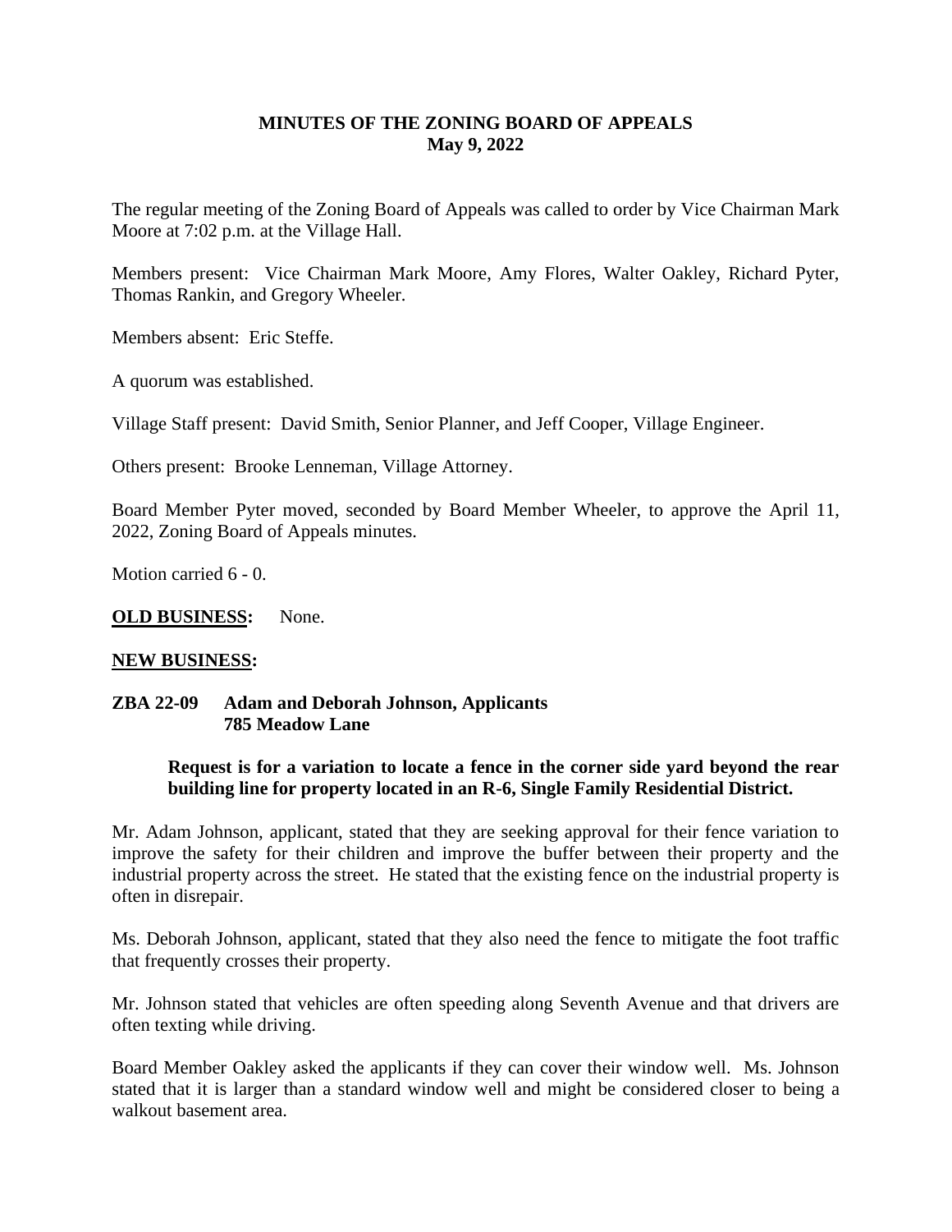# MINUTES OF THE ZONING BOARD OF APPEALS
## May 9, 2022

The regular meeting of the Zoning Board of Appeals was called to order by Vice Chairman Mark Moore at 7:02 p.m. at the Village Hall.

Members present: Vice Chairman Mark Moore, Amy Flores, Walter Oakley, Richard Pyter, Thomas Rankin, and Gregory Wheeler.

Members absent: Eric Steffe.

A quorum was established.

Village Staff present: David Smith, Senior Planner, and Jeff Cooper, Village Engineer.

Others present: Brooke Lenneman, Village Attorney.

Board Member Pyter moved, seconded by Board Member Wheeler, to approve the April 11, 2022, Zoning Board of Appeals minutes.

Motion carried 6 - 0.

**OLD BUSINESS:** None.

**NEW BUSINESS:**

**ZBA 22-09 Adam and Deborah Johnson, Applicants**
**785 Meadow Lane**

**Request is for a variation to locate a fence in the corner side yard beyond the rear building line for property located in an R-6, Single Family Residential District.**

Mr. Adam Johnson, applicant, stated that they are seeking approval for their fence variation to improve the safety for their children and improve the buffer between their property and the industrial property across the street. He stated that the existing fence on the industrial property is often in disrepair.

Ms. Deborah Johnson, applicant, stated that they also need the fence to mitigate the foot traffic that frequently crosses their property.

Mr. Johnson stated that vehicles are often speeding along Seventh Avenue and that drivers are often texting while driving.

Board Member Oakley asked the applicants if they can cover their window well. Ms. Johnson stated that it is larger than a standard window well and might be considered closer to being a walkout basement area.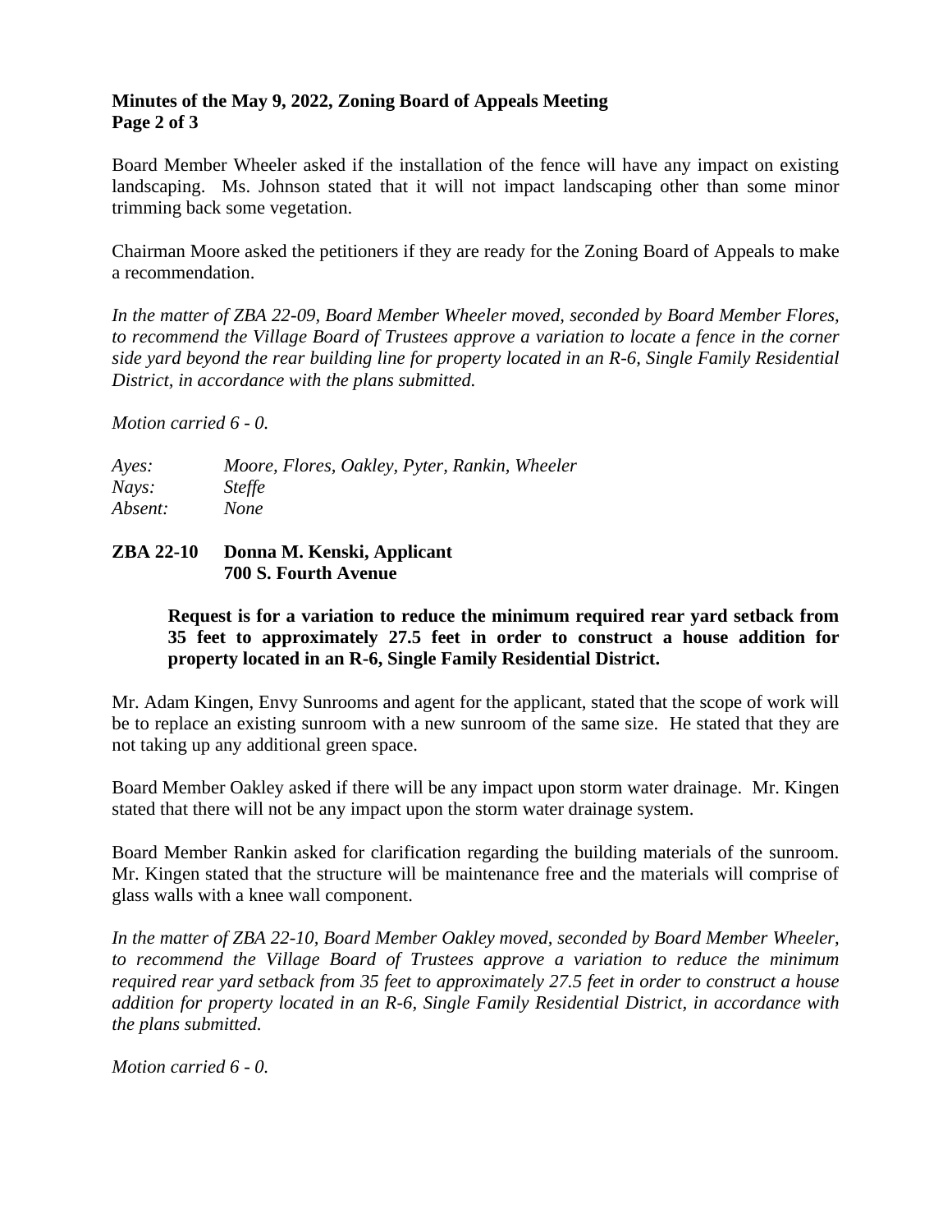Board Member Wheeler asked if the installation of the fence will have any impact on existing landscaping. Ms. Johnson stated that it will not impact landscaping other than some minor trimming back some vegetation.

Chairman Moore asked the petitioners if they are ready for the Zoning Board of Appeals to make a recommendation.

*In the matter of ZBA 22-09, Board Member Wheeler moved, seconded by Board Member Flores, to recommend the Village Board of Trustees approve a variation to locate a fence in the corner side yard beyond the rear building line for property located in an R-6, Single Family Residential District, in accordance with the plans submitted.*

*Motion carried 6 - 0.*

*Ayes:* *Moore, Flores, Oakley, Pyter, Rankin, Wheeler*
*Nays:* *Steffe*
*Absent:* *None*

**ZBA 22-10 Donna M. Kenski, Applicant**
**700 S. Fourth Avenue**

**Request is for a variation to reduce the minimum required rear yard setback from 35 feet to approximately 27.5 feet in order to construct a house addition for property located in an R-6, Single Family Residential District.**

Mr. Adam Kingen, Envy Sunrooms and agent for the applicant, stated that the scope of work will be to replace an existing sunroom with a new sunroom of the same size. He stated that they are not taking up any additional green space.

Board Member Oakley asked if there will be any impact upon storm water drainage. Mr. Kingen stated that there will not be any impact upon the storm water drainage system.

Board Member Rankin asked for clarification regarding the building materials of the sunroom. Mr. Kingen stated that the structure will be maintenance free and the materials will comprise of glass walls with a knee wall component.

*In the matter of ZBA 22-10, Board Member Oakley moved, seconded by Board Member Wheeler, to recommend the Village Board of Trustees approve a variation to reduce the minimum required rear yard setback from 35 feet to approximately 27.5 feet in order to construct a house addition for property located in an R-6, Single Family Residential District, in accordance with the plans submitted.*

*Motion carried 6 - 0.*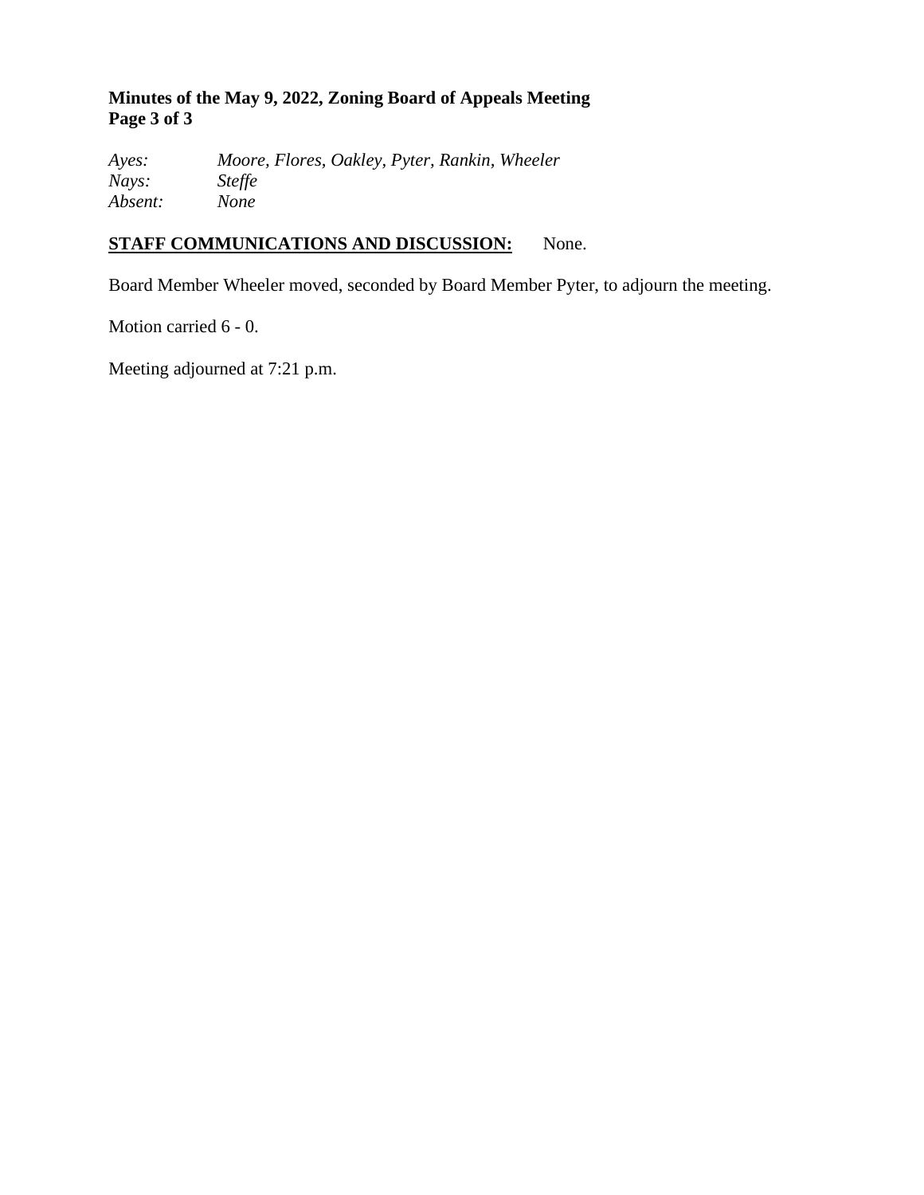*Ayes: Moore, Flores, Oakley, Pyter, Rankin, Wheeler*
*Nays: Steffe*
*Absent: None*

**STAFF COMMUNICATIONS AND DISCUSSION:** None.

Board Member Wheeler moved, seconded by Board Member Pyter, to adjourn the meeting.

Motion carried 6 - 0.

Meeting adjourned at 7:21 p.m.